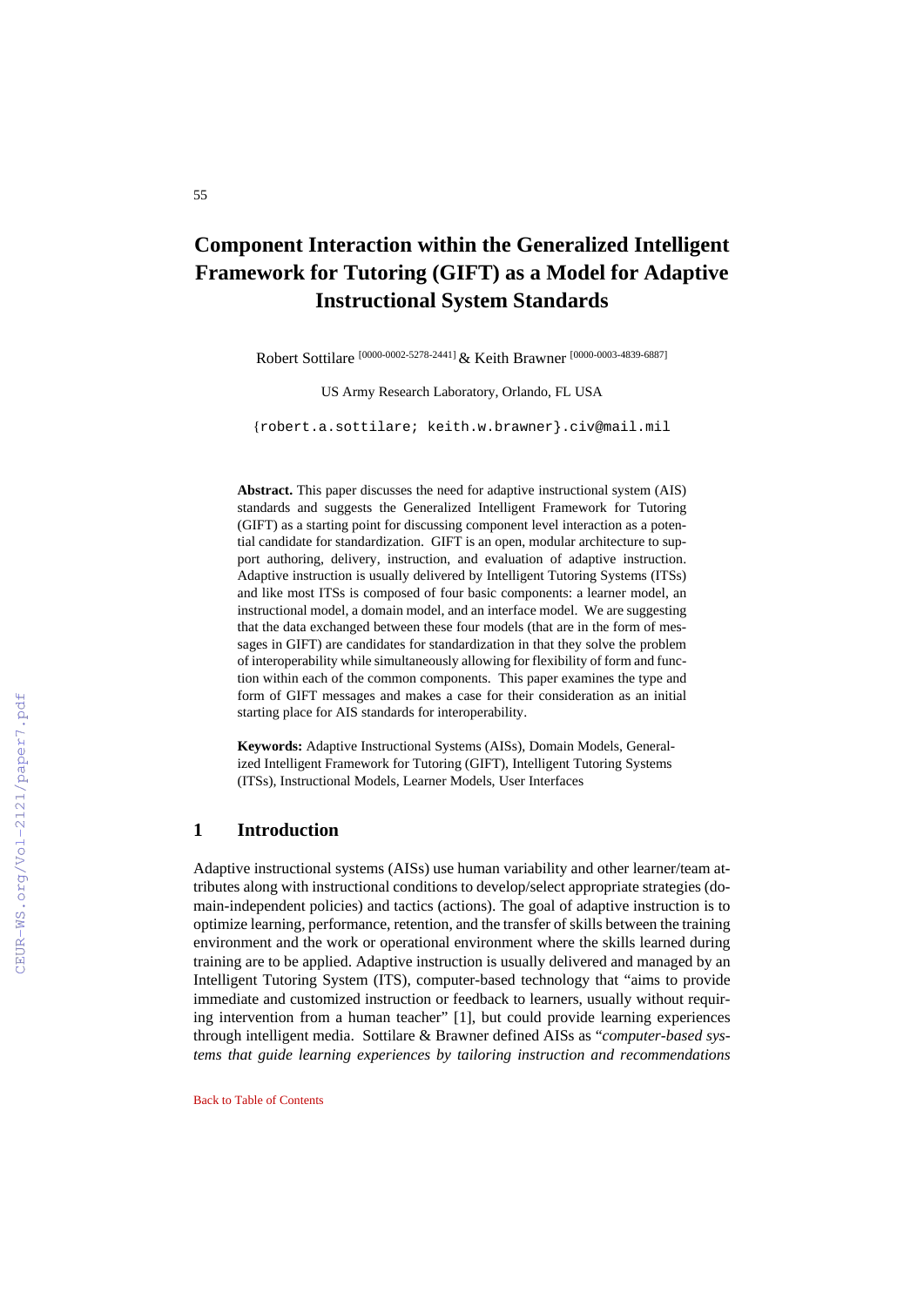# Component Interaction within the Generalized Intelligent Framework for Tutoring (GIFT) as a Model for Adaptive Instructional System Standards

Robert Sottilare [0000-0002-5278-2441] & Keith Brawner [0000-0003-4839-6887]

US Army Research Laboratory, Orlando, FL USA

{robert.a.sottilare; keith.w.brawner}.civ@mail.mil

**Abstract.** This paper discusses the need for adaptive instructional system (AIS) standards and suggests the Generalized Intelligent Framework for Tutoring (GIFT) as a starting point for discussing component level interaction as a potential candidate for standardization. GIFT is an open, modular architecture to support authoring, delivery, instruction, and evaluation of adaptive instruction. Adaptive instruction is usually delivered by Intelligent Tutoring Systems (ITSs) and like most ITSs is composed of four basic components: a learner model, an instructional model, a domain model, and an interface model. We are suggesting that the data exchanged between these four models (that are in the form of messages in GIFT) are candidates for standardization in that they solve the problem of interoperability while simultaneously allowing for flexibility of form and function within each of the common components. This paper examines the type and form of GIFT messages and makes a case for their consideration as an initial starting place for AIS standards for interoperability.

**Keywords:** Adaptive Instructional Systems (AISs), Domain Models, Generalized Intelligent Framework for Tutoring (GIFT), Intelligent Tutoring Systems (ITSs), Instructional Models, Learner Models, User Interfaces

## 1 Introduction

Adaptive instructional systems (AISs) use human variability and other learner/team attributes along with instructional conditions to develop/select appropriate strategies (domain-independent policies) and tactics (actions). The goal of adaptive instruction is to optimize learning, performance, retention, and the transfer of skills between the training environment and the work or operational environment where the skills learned during training are to be applied. Adaptive instruction is usually delivered and managed by an Intelligent Tutoring System (ITS), computer-based technology that "aims to provide immediate and customized instruction or feedback to learners, usually without requiring intervention from a human teacher" [1], but could provide learning experiences through intelligent media. Sottilare & Brawner defined AISs as "*computer-based systems that guide learning experiences by tailoring instruction and recommendations*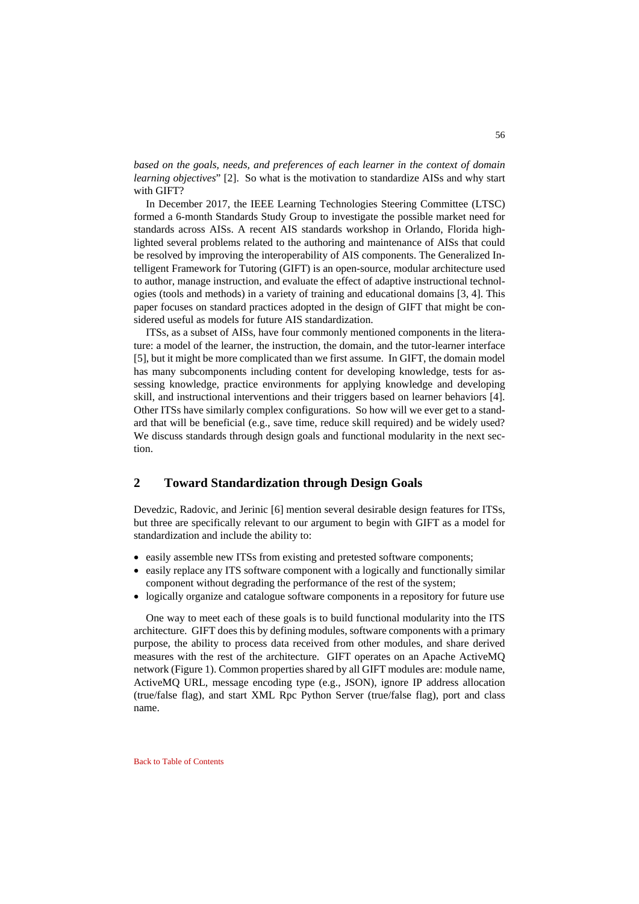*based on the goals, needs, and preferences of each learner in the context of domain learning objectives*" [2]. So what is the motivation to standardize AISs and why start with GIFT?

In December 2017, the IEEE Learning Technologies Steering Committee (LTSC) formed a 6-month Standards Study Group to investigate the possible market need for standards across AISs. A recent AIS standards workshop in Orlando, Florida highlighted several problems related to the authoring and maintenance of AISs that could be resolved by improving the interoperability of AIS components. The Generalized Intelligent Framework for Tutoring (GIFT) is an open-source, modular architecture used to author, manage instruction, and evaluate the effect of adaptive instructional technologies (tools and methods) in a variety of training and educational domains [3, 4]. This paper focuses on standard practices adopted in the design of GIFT that might be considered useful as models for future AIS standardization.

ITSs, as a subset of AISs, have four commonly mentioned components in the literature: a model of the learner, the instruction, the domain, and the tutor-learner interface [5], but it might be more complicated than we first assume. In GIFT, the domain model has many subcomponents including content for developing knowledge, tests for assessing knowledge, practice environments for applying knowledge and developing skill, and instructional interventions and their triggers based on learner behaviors [4]. Other ITSs have similarly complex configurations. So how will we ever get to a standard that will be beneficial (e.g., save time, reduce skill required) and be widely used? We discuss standards through design goals and functional modularity in the next section.

## 2 Toward Standardization through Design Goals

Devedzic, Radovic, and Jerinic [6] mention several desirable design features for ITSs, but three are specifically relevant to our argument to begin with GIFT as a model for standardization and include the ability to:

- easily assemble new ITSs from existing and pretested software components;
- easily replace any ITS software component with a logically and functionally similar component without degrading the performance of the rest of the system;
- logically organize and catalogue software components in a repository for future use

One way to meet each of these goals is to build functional modularity into the ITS architecture. GIFT does this by defining modules, software components with a primary purpose, the ability to process data received from other modules, and share derived measures with the rest of the architecture. GIFT operates on an Apache ActiveMQ network (Figure 1). Common properties shared by all GIFT modules are: module name, ActiveMQ URL, message encoding type (e.g., JSON), ignore IP address allocation (true/false flag), and start XML Rpc Python Server (true/false flag), port and class name.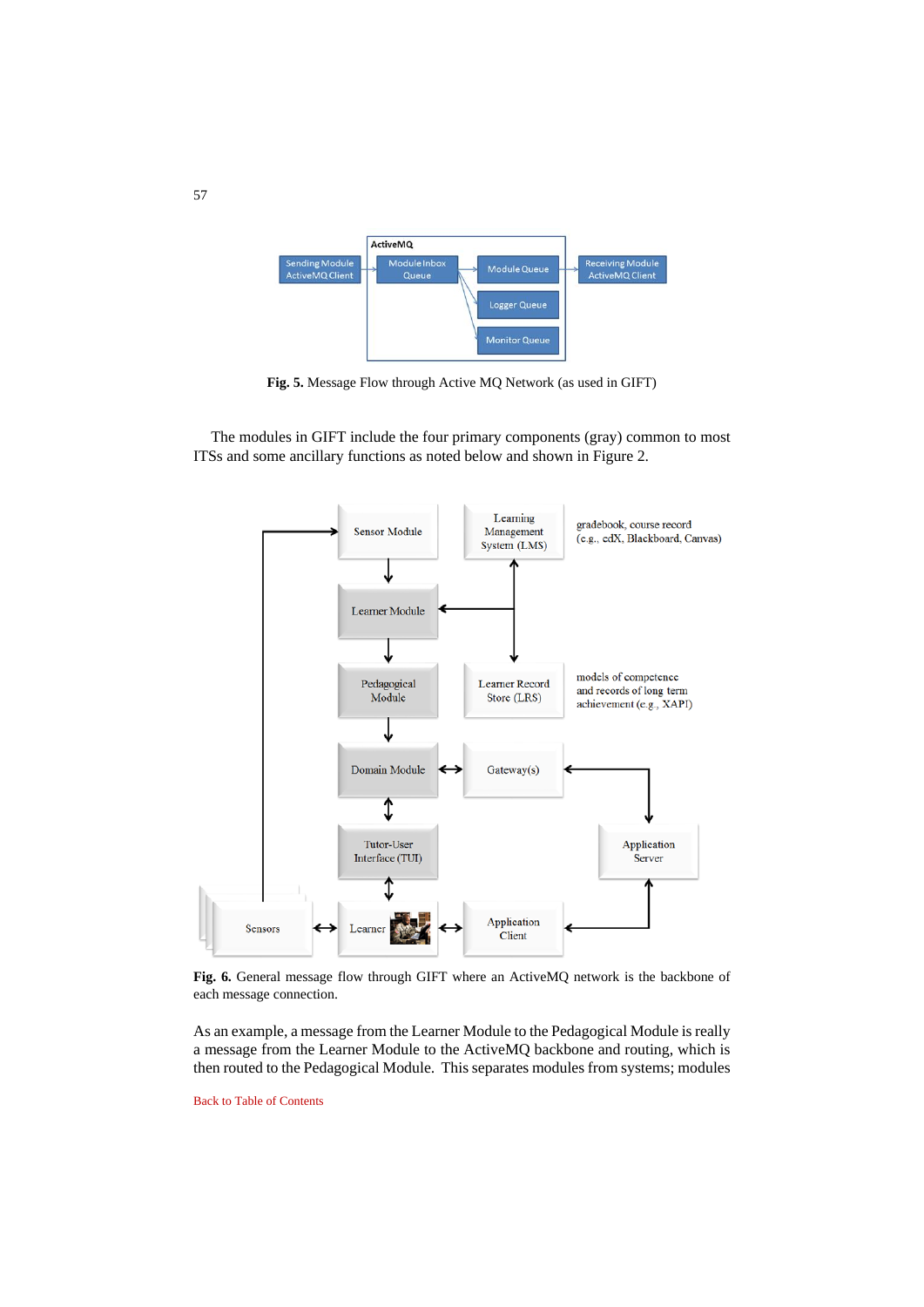ActiveMQ

Sending Module ActiveMQ Client

Module Inbox Queue

Module Queue

Logger Queue

Monitor Queue

Receiving Module ActiveMQ Client

**Fig. 5.** Message Flow through Active MQ Network (as used in GIFT)

The modules in GIFT include the four primary components (gray) common to most ITSs and some ancillary functions as noted below and shown in Figure 2.

Sensor Module

Learning Management System (LMS)

gradebook, course record (e.g., edX, Blackboard, Canvas)

Learner Module

Pedagogical Module

Learner Record Store (LRS)

models of competence and records of long term achievement (e.g., XAPI)

Domain Module

Gateway(s)

Tutor-User Interface (TUI)

Application Server

Sensors

Learner

Application Client

**Fig. 6.** General message flow through GIFT where an ActiveMQ network is the backbone of each message connection.

As an example, a message from the Learner Module to the Pedagogical Module is really a message from the Learner Module to the ActiveMQ backbone and routing, which is then routed to the Pedagogical Module. This separates modules from systems; modules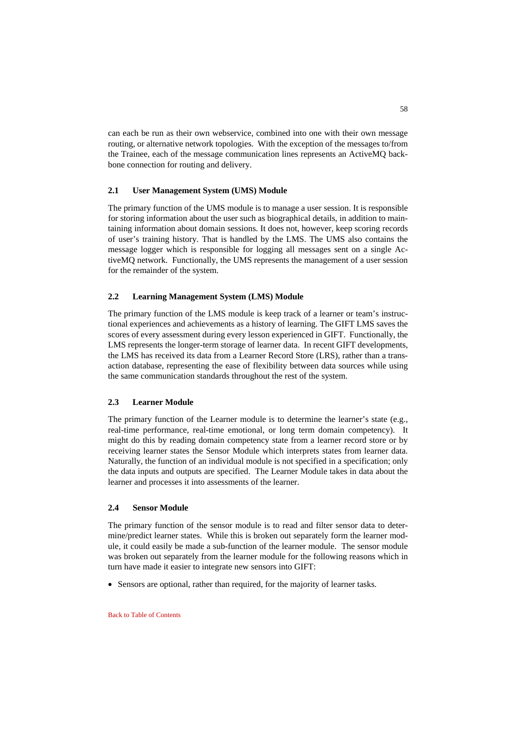can each be run as their own webservice, combined into one with their own message routing, or alternative network topologies. With the exception of the messages to/from the Trainee, each of the message communication lines represents an ActiveMQ backbone connection for routing and delivery.

### 2.1 User Management System (UMS) Module

The primary function of the UMS module is to manage a user session. It is responsible for storing information about the user such as biographical details, in addition to maintaining information about domain sessions. It does not, however, keep scoring records of user's training history. That is handled by the LMS. The UMS also contains the message logger which is responsible for logging all messages sent on a single ActiveMQ network. Functionally, the UMS represents the management of a user session for the remainder of the system.

### 2.2 Learning Management System (LMS) Module

The primary function of the LMS module is keep track of a learner or team's instructional experiences and achievements as a history of learning. The GIFT LMS saves the scores of every assessment during every lesson experienced in GIFT. Functionally, the LMS represents the longer-term storage of learner data. In recent GIFT developments, the LMS has received its data from a Learner Record Store (LRS), rather than a transaction database, representing the ease of flexibility between data sources while using the same communication standards throughout the rest of the system.

### 2.3 Learner Module

The primary function of the Learner module is to determine the learner's state (e.g., real-time performance, real-time emotional, or long term domain competency). It might do this by reading domain competency state from a learner record store or by receiving learner states the Sensor Module which interprets states from learner data. Naturally, the function of an individual module is not specified in a specification; only the data inputs and outputs are specified. The Learner Module takes in data about the learner and processes it into assessments of the learner.

### 2.4 Sensor Module

The primary function of the sensor module is to read and filter sensor data to determine/predict learner states. While this is broken out separately form the learner module, it could easily be made a sub-function of the learner module. The sensor module was broken out separately from the learner module for the following reasons which in turn have made it easier to integrate new sensors into GIFT:

- Sensors are optional, rather than required, for the majority of learner tasks.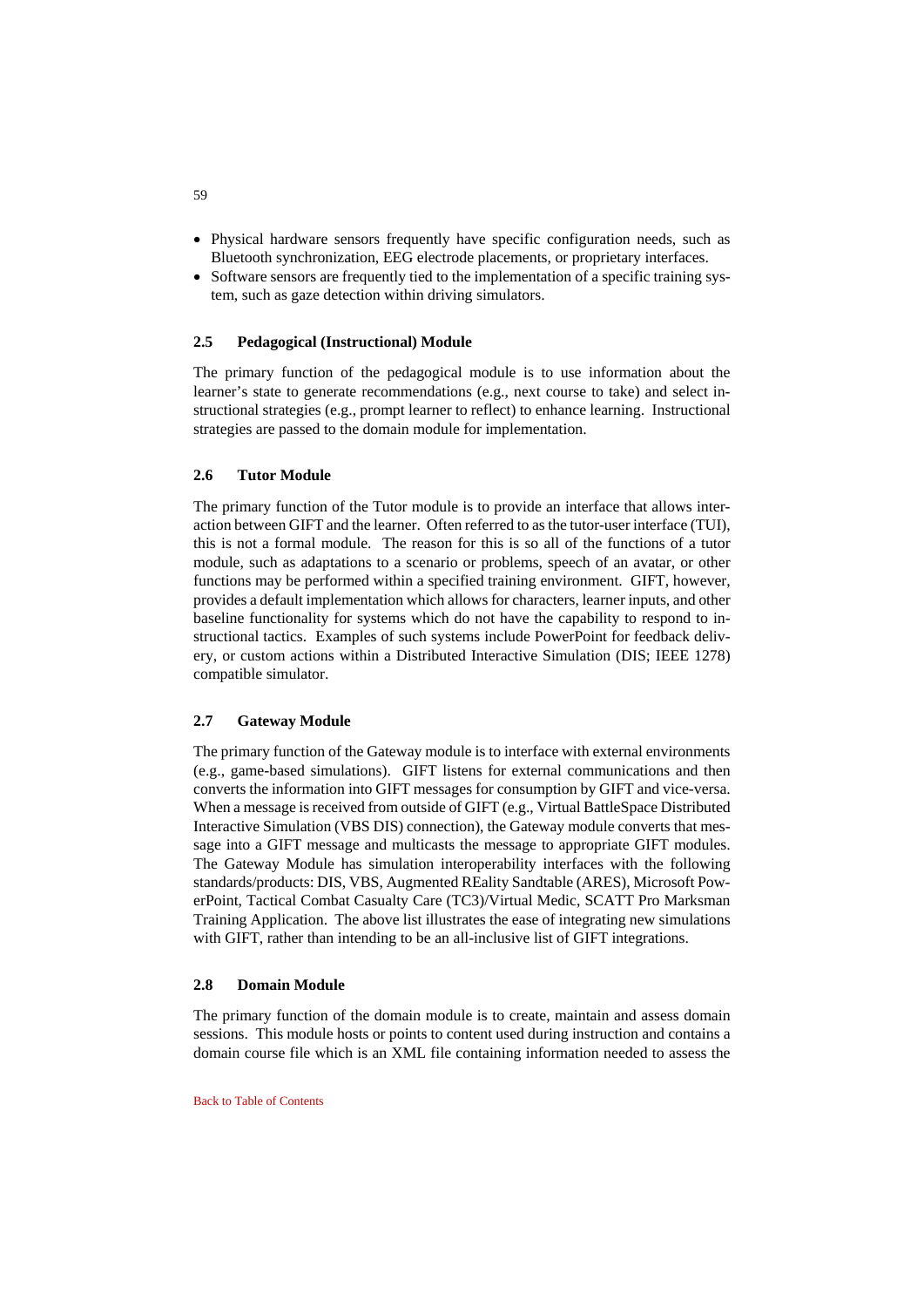- Physical hardware sensors frequently have specific configuration needs, such as Bluetooth synchronization, EEG electrode placements, or proprietary interfaces.
- Software sensors are frequently tied to the implementation of a specific training system, such as gaze detection within driving simulators.

### 2.5 Pedagogical (Instructional) Module

The primary function of the pedagogical module is to use information about the learner's state to generate recommendations (e.g., next course to take) and select instructional strategies (e.g., prompt learner to reflect) to enhance learning. Instructional strategies are passed to the domain module for implementation.

### 2.6 Tutor Module

The primary function of the Tutor module is to provide an interface that allows interaction between GIFT and the learner. Often referred to as the tutor-user interface (TUI), this is not a formal module. The reason for this is so all of the functions of a tutor module, such as adaptations to a scenario or problems, speech of an avatar, or other functions may be performed within a specified training environment. GIFT, however, provides a default implementation which allows for characters, learner inputs, and other baseline functionality for systems which do not have the capability to respond to instructional tactics. Examples of such systems include PowerPoint for feedback delivery, or custom actions within a Distributed Interactive Simulation (DIS; IEEE 1278) compatible simulator.

### 2.7 Gateway Module

The primary function of the Gateway module is to interface with external environments (e.g., game-based simulations). GIFT listens for external communications and then converts the information into GIFT messages for consumption by GIFT and vice-versa. When a message is received from outside of GIFT (e.g., Virtual BattleSpace Distributed Interactive Simulation (VBS DIS) connection), the Gateway module converts that message into a GIFT message and multicasts the message to appropriate GIFT modules. The Gateway Module has simulation interoperability interfaces with the following standards/products: DIS, VBS, Augmented REality Sandtable (ARES), Microsoft PowerPoint, Tactical Combat Casualty Care (TC3)/Virtual Medic, SCATT Pro Marksman Training Application. The above list illustrates the ease of integrating new simulations with GIFT, rather than intending to be an all-inclusive list of GIFT integrations.

### 2.8 Domain Module

The primary function of the domain module is to create, maintain and assess domain sessions. This module hosts or points to content used during instruction and contains a domain course file which is an XML file containing information needed to assess the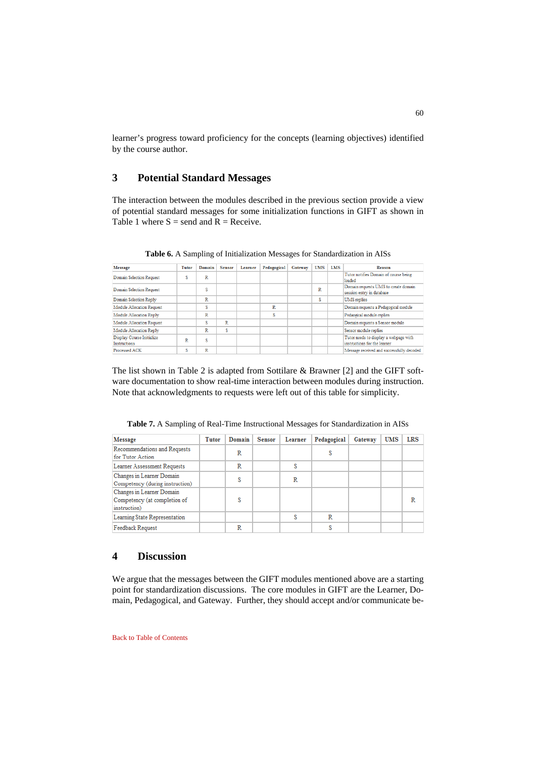learner's progress toward proficiency for the concepts (learning objectives) identified by the course author.

## 3 Potential Standard Messages

The interaction between the modules described in the previous section provide a view of potential standard messages for some initialization functions in GIFT as shown in Table 1 where S = send and R = Receive.

**Table 6.** A Sampling of Initialization Messages for Standardization in AISs

| Message | Tutor | Domain | Sensor | Learner | Pedagogical | Gateway | UMS | LMS | Reason |
|---|---|---|---|---|---|---|---|---|---|
| Domain Selection Request | S | R | | | | | | | Tutor notifies Domain of course being loaded |
| Domain Selection Request | | S | | | | | R | | Domain requests UMS to create domain session entry in database |
| Domain Selection Reply | | R | | | | | S | | UMS replies |
| Module Allocation Request | | S | | | R | | | | Domain requests a Pedagogical module |
| Module Allocation Reply | | R | | | S | | | | Pedagogical module replies |
| Module Allocation Request | | S | R | | | | | | Domain requests a Sensor module |
| Module Allocation Reply | | R | S | | | | | | Sensor module replies |
| Display Course Initialize Instructions | R | S | | | | | | | Tutor needs to display a webpage with instructions for the learner |
| Processed ACK | S | R | | | | | | | Message received and successfully decoded |

The list shown in Table 2 is adapted from Sottilare & Brawner [2] and the GIFT software documentation to show real-time interaction between modules during instruction. Note that acknowledgments to requests were left out of this table for simplicity.

**Table 7.** A Sampling of Real-Time Instructional Messages for Standardization in AISs

| Message | Tutor | Domain | Sensor | Learner | Pedagogical | Gateway | UMS | LRS |
|---|---|---|---|---|---|---|---|---|
| Recommendations and Requests for Tutor Action | | R | | | S | | | |
| Learner Assessment Requests | | R | | S | | | | |
| Changes in Learner Domain Competency (during instruction) | | S | | R | | | | |
| Changes in Learner Domain Competency (at completion of instruction) | | S | | | | | | R |
| Learning State Representation | | | | S | R | | | |
| Feedback Request | | R | | | S | | | |

## 4 Discussion

We argue that the messages between the GIFT modules mentioned above are a starting point for standardization discussions. The core modules in GIFT are the Learner, Domain, Pedagogical, and Gateway. Further, they should accept and/or communicate be-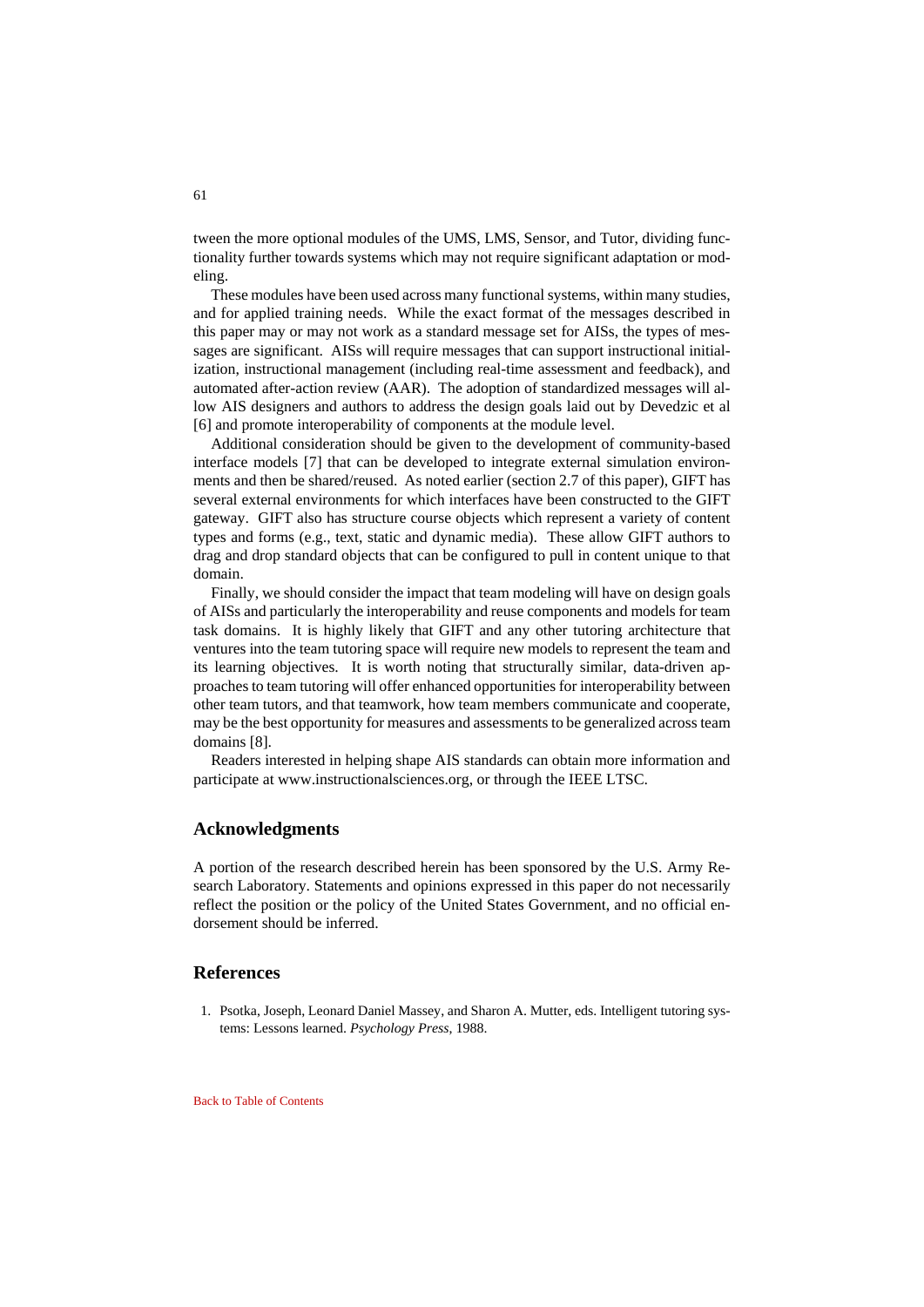tween the more optional modules of the UMS, LMS, Sensor, and Tutor, dividing functionality further towards systems which may not require significant adaptation or modeling.

These modules have been used across many functional systems, within many studies, and for applied training needs. While the exact format of the messages described in this paper may or may not work as a standard message set for AISs, the types of messages are significant. AISs will require messages that can support instructional initialization, instructional management (including real-time assessment and feedback), and automated after-action review (AAR). The adoption of standardized messages will allow AIS designers and authors to address the design goals laid out by Devedzic et al [6] and promote interoperability of components at the module level.

Additional consideration should be given to the development of community-based interface models [7] that can be developed to integrate external simulation environments and then be shared/reused. As noted earlier (section 2.7 of this paper), GIFT has several external environments for which interfaces have been constructed to the GIFT gateway. GIFT also has structure course objects which represent a variety of content types and forms (e.g., text, static and dynamic media). These allow GIFT authors to drag and drop standard objects that can be configured to pull in content unique to that domain.

Finally, we should consider the impact that team modeling will have on design goals of AISs and particularly the interoperability and reuse components and models for team task domains. It is highly likely that GIFT and any other tutoring architecture that ventures into the team tutoring space will require new models to represent the team and its learning objectives. It is worth noting that structurally similar, data-driven approaches to team tutoring will offer enhanced opportunities for interoperability between other team tutors, and that teamwork, how team members communicate and cooperate, may be the best opportunity for measures and assessments to be generalized across team domains [8].

Readers interested in helping shape AIS standards can obtain more information and participate at www.instructionalsciences.org, or through the IEEE LTSC.

## Acknowledgments

A portion of the research described herein has been sponsored by the U.S. Army Research Laboratory. Statements and opinions expressed in this paper do not necessarily reflect the position or the policy of the United States Government, and no official endorsement should be inferred.

## References

1. Psotka, Joseph, Leonard Daniel Massey, and Sharon A. Mutter, eds. Intelligent tutoring systems: Lessons learned. *Psychology Press*, 1988.

Back to Table of Contents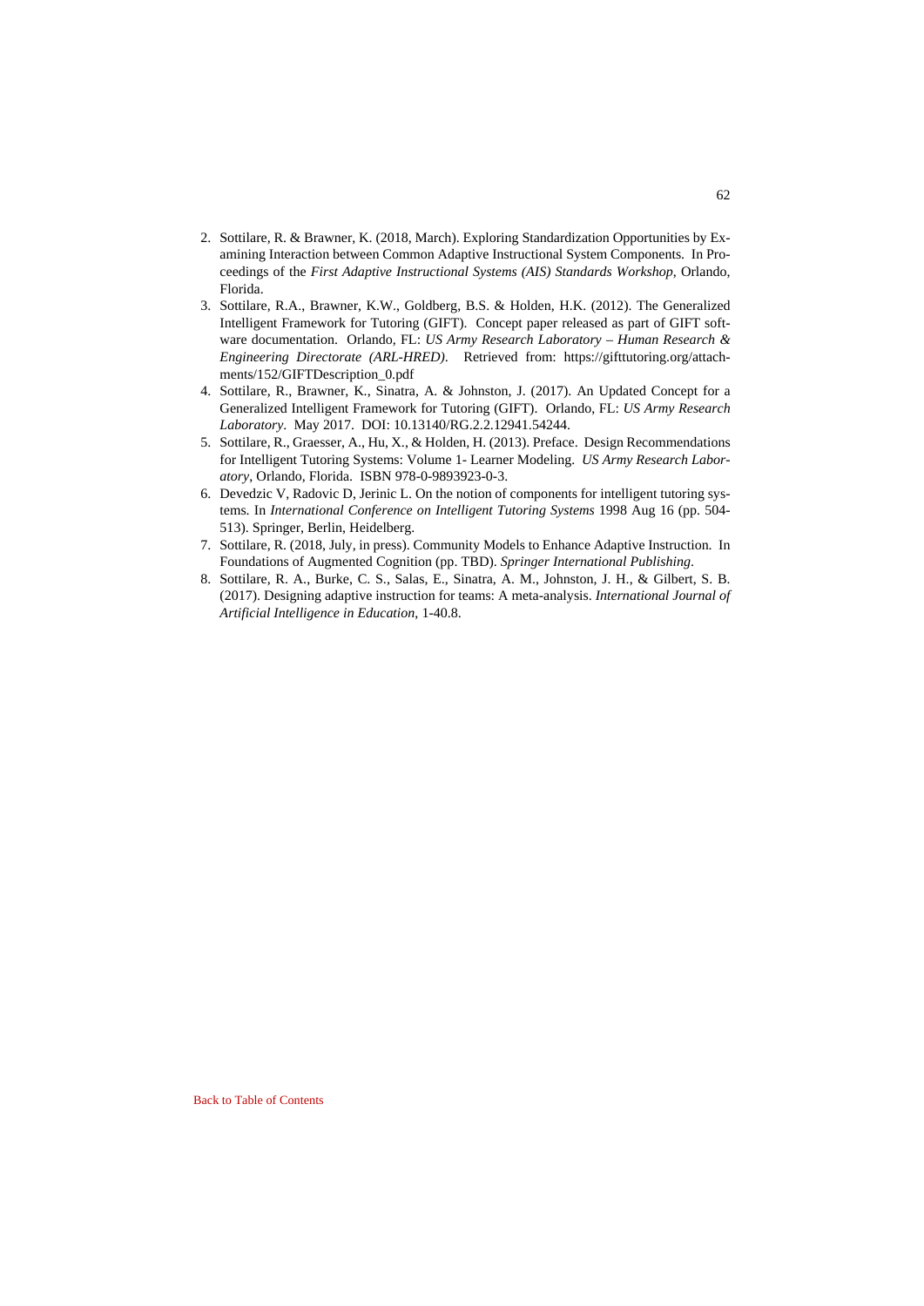2. Sottilare, R. & Brawner, K. (2018, March). Exploring Standardization Opportunities by Examining Interaction between Common Adaptive Instructional System Components. In Proceedings of the *First Adaptive Instructional Systems (AIS) Standards Workshop*, Orlando, Florida.
3. Sottilare, R.A., Brawner, K.W., Goldberg, B.S. & Holden, H.K. (2012). The Generalized Intelligent Framework for Tutoring (GIFT). Concept paper released as part of GIFT software documentation. Orlando, FL: *US Army Research Laboratory – Human Research & Engineering Directorate (ARL-HRED)*. Retrieved from: https://gifttutoring.org/attachments/152/GIFTDescription_0.pdf
4. Sottilare, R., Brawner, K., Sinatra, A. & Johnston, J. (2017). An Updated Concept for a Generalized Intelligent Framework for Tutoring (GIFT). Orlando, FL: *US Army Research Laboratory*. May 2017. DOI: 10.13140/RG.2.2.12941.54244.
5. Sottilare, R., Graesser, A., Hu, X., & Holden, H. (2013). Preface. Design Recommendations for Intelligent Tutoring Systems: Volume 1- Learner Modeling. *US Army Research Laboratory*, Orlando, Florida. ISBN 978-0-9893923-0-3.
6. Devedzic V, Radovic D, Jerinic L. On the notion of components for intelligent tutoring systems. In *International Conference on Intelligent Tutoring Systems* 1998 Aug 16 (pp. 504-513). Springer, Berlin, Heidelberg.
7. Sottilare, R. (2018, July, in press). Community Models to Enhance Adaptive Instruction. In Foundations of Augmented Cognition (pp. TBD). *Springer International Publishing*.
8. Sottilare, R. A., Burke, C. S., Salas, E., Sinatra, A. M., Johnston, J. H., & Gilbert, S. B. (2017). Designing adaptive instruction for teams: A meta-analysis. *International Journal of Artificial Intelligence in Education*, 1-40.8.

Back to Table of Contents